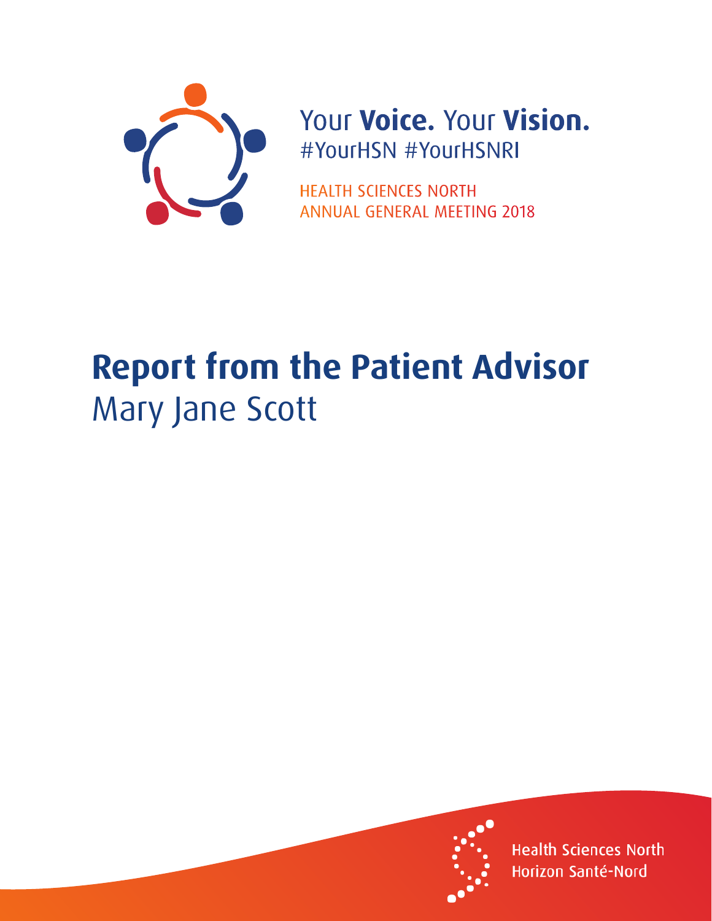Your **Voice.** Your **Vision.**
#YourHSN #YourHSNRI

HEALTH SCIENCES NORTH
ANNUAL GENERAL MEETING 2018

# Report from the Patient Advisor

## Mary Jane Scott

Health Sciences North
Horizon Santé-Nord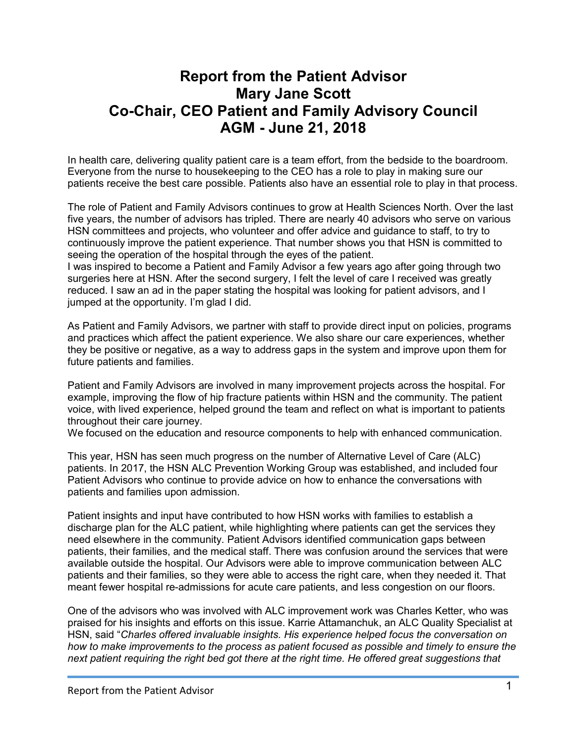# Report from the Patient Advisor
# Mary Jane Scott
# Co-Chair, CEO Patient and Family Advisory Council
# AGM - June 21, 2018

In health care, delivering quality patient care is a team effort, from the bedside to the boardroom. Everyone from the nurse to housekeeping to the CEO has a role to play in making sure our patients receive the best care possible. Patients also have an essential role to play in that process.

The role of Patient and Family Advisors continues to grow at Health Sciences North. Over the last five years, the number of advisors has tripled. There are nearly 40 advisors who serve on various HSN committees and projects, who volunteer and offer advice and guidance to staff, to try to continuously improve the patient experience. That number shows you that HSN is committed to seeing the operation of the hospital through the eyes of the patient.
I was inspired to become a Patient and Family Advisor a few years ago after going through two surgeries here at HSN. After the second surgery, I felt the level of care I received was greatly reduced. I saw an ad in the paper stating the hospital was looking for patient advisors, and I jumped at the opportunity. I'm glad I did.

As Patient and Family Advisors, we partner with staff to provide direct input on policies, programs and practices which affect the patient experience. We also share our care experiences, whether they be positive or negative, as a way to address gaps in the system and improve upon them for future patients and families.

Patient and Family Advisors are involved in many improvement projects across the hospital. For example, improving the flow of hip fracture patients within HSN and the community. The patient voice, with lived experience, helped ground the team and reflect on what is important to patients throughout their care journey.
We focused on the education and resource components to help with enhanced communication.

This year, HSN has seen much progress on the number of Alternative Level of Care (ALC) patients. In 2017, the HSN ALC Prevention Working Group was established, and included four Patient Advisors who continue to provide advice on how to enhance the conversations with patients and families upon admission.

Patient insights and input have contributed to how HSN works with families to establish a discharge plan for the ALC patient, while highlighting where patients can get the services they need elsewhere in the community. Patient Advisors identified communication gaps between patients, their families, and the medical staff. There was confusion around the services that were available outside the hospital. Our Advisors were able to improve communication between ALC patients and their families, so they were able to access the right care, when they needed it. That meant fewer hospital re-admissions for acute care patients, and less congestion on our floors.

One of the advisors who was involved with ALC improvement work was Charles Ketter, who was praised for his insights and efforts on this issue. Karrie Attamanchuk, an ALC Quality Specialist at HSN, said "*Charles offered invaluable insights. His experience helped focus the conversation on how to make improvements to the process as patient focused as possible and timely to ensure the next patient requiring the right bed got there at the right time. He offered great suggestions that*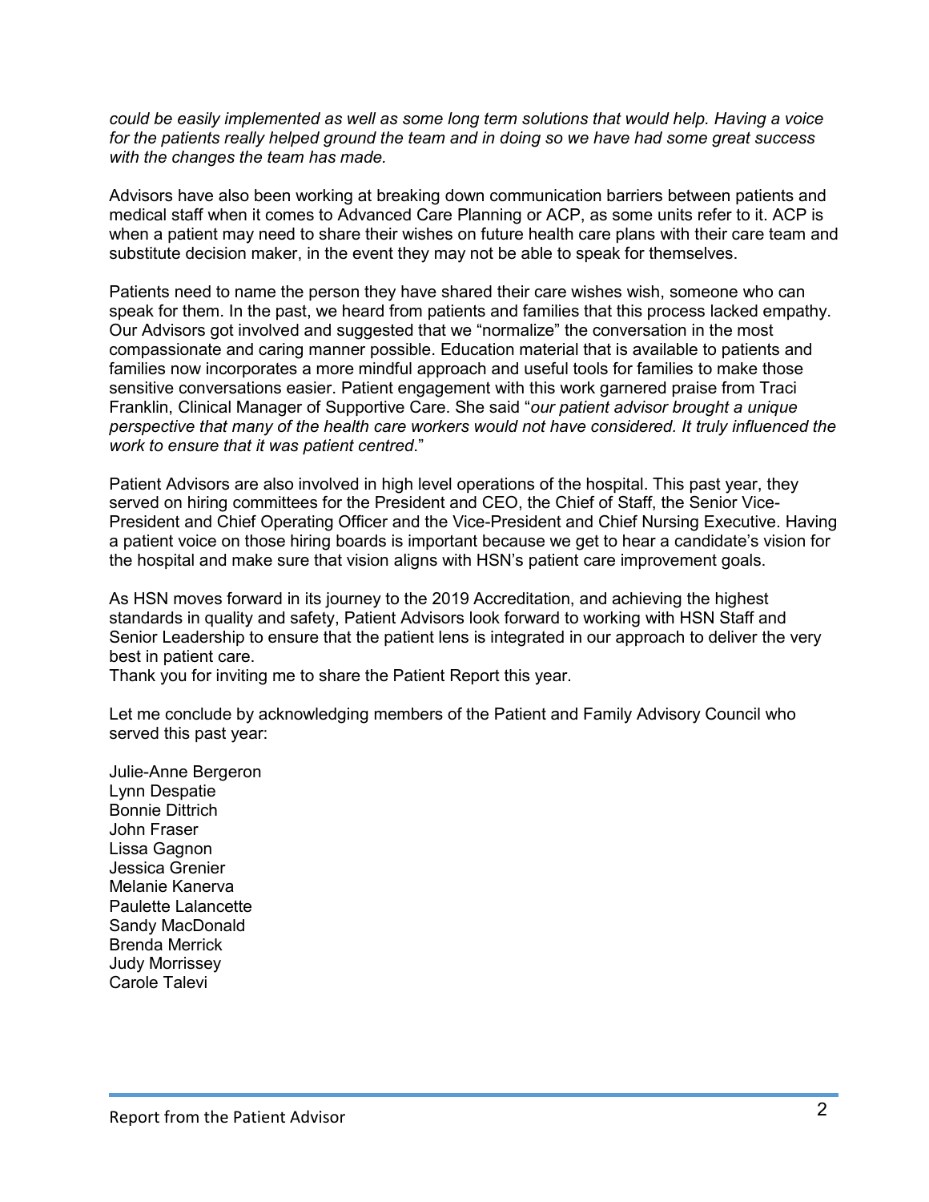*could be easily implemented as well as some long term solutions that would help. Having a voice for the patients really helped ground the team and in doing so we have had some great success with the changes the team has made.*

Advisors have also been working at breaking down communication barriers between patients and medical staff when it comes to Advanced Care Planning or ACP, as some units refer to it. ACP is when a patient may need to share their wishes on future health care plans with their care team and substitute decision maker, in the event they may not be able to speak for themselves.

Patients need to name the person they have shared their care wishes wish, someone who can speak for them. In the past, we heard from patients and families that this process lacked empathy. Our Advisors got involved and suggested that we "normalize" the conversation in the most compassionate and caring manner possible. Education material that is available to patients and families now incorporates a more mindful approach and useful tools for families to make those sensitive conversations easier. Patient engagement with this work garnered praise from Traci Franklin, Clinical Manager of Supportive Care. She said "*our patient advisor brought a unique perspective that many of the health care workers would not have considered. It truly influenced the work to ensure that it was patient centred*."

Patient Advisors are also involved in high level operations of the hospital. This past year, they served on hiring committees for the President and CEO, the Chief of Staff, the Senior Vice-President and Chief Operating Officer and the Vice-President and Chief Nursing Executive. Having a patient voice on those hiring boards is important because we get to hear a candidate's vision for the hospital and make sure that vision aligns with HSN's patient care improvement goals.

As HSN moves forward in its journey to the 2019 Accreditation, and achieving the highest standards in quality and safety, Patient Advisors look forward to working with HSN Staff and Senior Leadership to ensure that the patient lens is integrated in our approach to deliver the very best in patient care.
Thank you for inviting me to share the Patient Report this year.

Let me conclude by acknowledging members of the Patient and Family Advisory Council who served this past year:

Julie-Anne Bergeron
Lynn Despatie
Bonnie Dittrich
John Fraser
Lissa Gagnon
Jessica Grenier
Melanie Kanerva
Paulette Lalancette
Sandy MacDonald
Brenda Merrick
Judy Morrissey
Carole Talevi